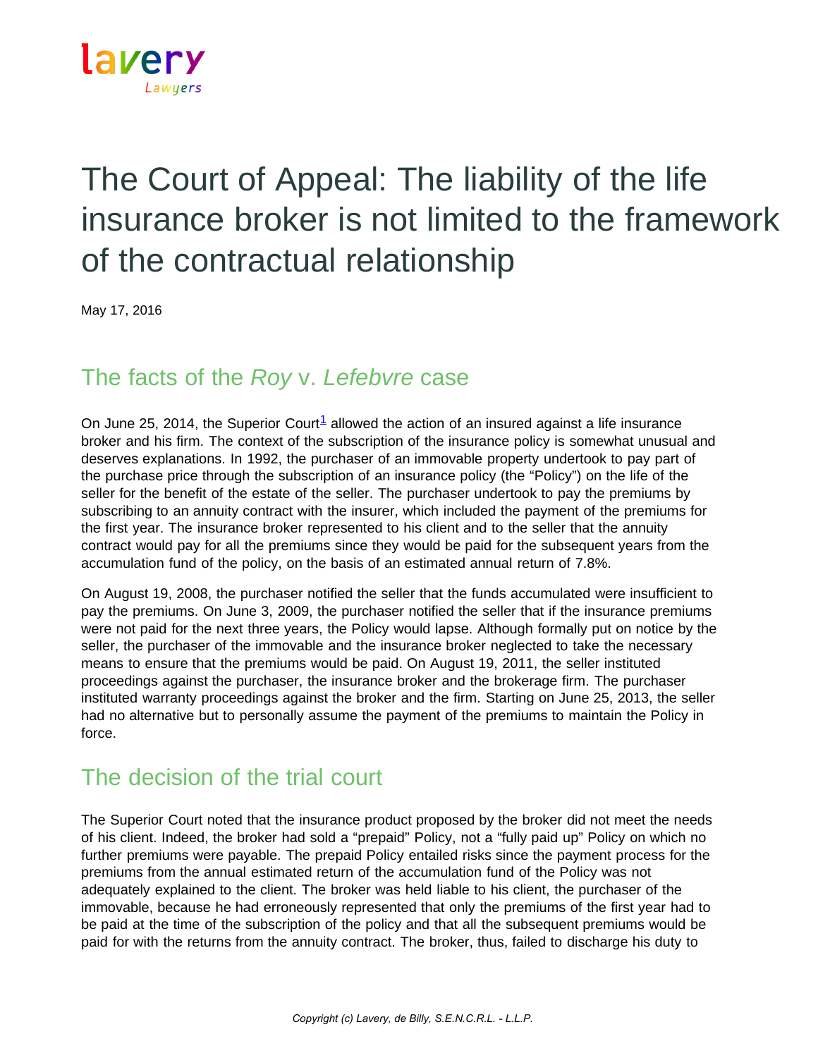# The Court of Appeal: The liability of the life insurance broker is not limited to the framework of the contractual relationship

May 17, 2016

## The facts of the *Roy* v. *Lefebvre* case

On June 25, 2014, the Superior Court[1] allowed the action of an insured against a life insurance broker and his firm. The context of the subscription of the insurance policy is somewhat unusual and deserves explanations. In 1992, the purchaser of an immovable property undertook to pay part of the purchase price through the subscription of an insurance policy (the "Policy") on the life of the seller for the benefit of the estate of the seller. The purchaser undertook to pay the premiums by subscribing to an annuity contract with the insurer, which included the payment of the premiums for the first year. The insurance broker represented to his client and to the seller that the annuity contract would pay for all the premiums since they would be paid for the subsequent years from the accumulation fund of the policy, on the basis of an estimated annual return of 7.8%.

On August 19, 2008, the purchaser notified the seller that the funds accumulated were insufficient to pay the premiums. On June 3, 2009, the purchaser notified the seller that if the insurance premiums were not paid for the next three years, the Policy would lapse. Although formally put on notice by the seller, the purchaser of the immovable and the insurance broker neglected to take the necessary means to ensure that the premiums would be paid. On August 19, 2011, the seller instituted proceedings against the purchaser, the insurance broker and the brokerage firm. The purchaser instituted warranty proceedings against the broker and the firm. Starting on June 25, 2013, the seller had no alternative but to personally assume the payment of the premiums to maintain the Policy in force.

## The decision of the trial court

The Superior Court noted that the insurance product proposed by the broker did not meet the needs of his client. Indeed, the broker had sold a "prepaid" Policy, not a "fully paid up" Policy on which no further premiums were payable. The prepaid Policy entailed risks since the payment process for the premiums from the annual estimated return of the accumulation fund of the Policy was not adequately explained to the client. The broker was held liable to his client, the purchaser of the immovable, because he had erroneously represented that only the premiums of the first year had to be paid at the time of the subscription of the policy and that all the subsequent premiums would be paid for with the returns from the annuity contract. The broker, thus, failed to discharge his duty to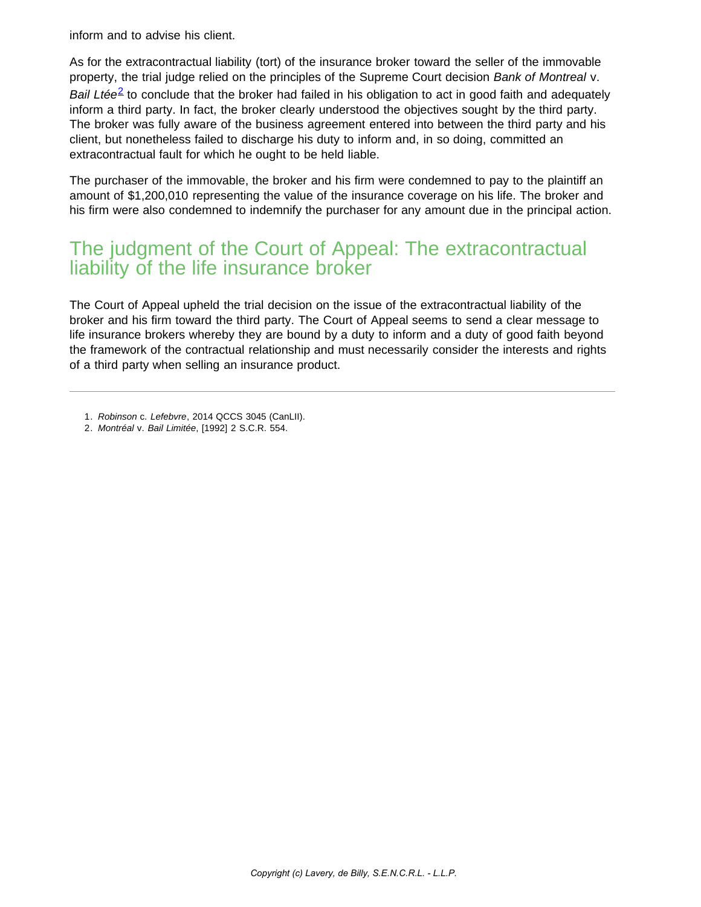inform and to advise his client.

As for the extracontractual liability (tort) of the insurance broker toward the seller of the immovable property, the trial judge relied on the principles of the Supreme Court decision *Bank of Montreal* v. *Bail Ltée*[2] to conclude that the broker had failed in his obligation to act in good faith and adequately inform a third party. In fact, the broker clearly understood the objectives sought by the third party. The broker was fully aware of the business agreement entered into between the third party and his client, but nonetheless failed to discharge his duty to inform and, in so doing, committed an extracontractual fault for which he ought to be held liable.

The purchaser of the immovable, the broker and his firm were condemned to pay to the plaintiff an amount of $1,200,010 representing the value of the insurance coverage on his life. The broker and his firm were also condemned to indemnify the purchaser for any amount due in the principal action.

## The judgment of the Court of Appeal: The extracontractual liability of the life insurance broker

The Court of Appeal upheld the trial decision on the issue of the extracontractual liability of the broker and his firm toward the third party. The Court of Appeal seems to send a clear message to life insurance brokers whereby they are bound by a duty to inform and a duty of good faith beyond the framework of the contractual relationship and must necessarily consider the interests and rights of a third party when selling an insurance product.

---

1. *Robinson* c. *Lefebvre*, 2014 QCCS 3045 (CanLII).
2. *Montréal* v. *Bail Limitée*, [1992] 2 S.C.R. 554.

*Copyright (c) Lavery, de Billy, S.E.N.C.R.L. - L.L.P.*